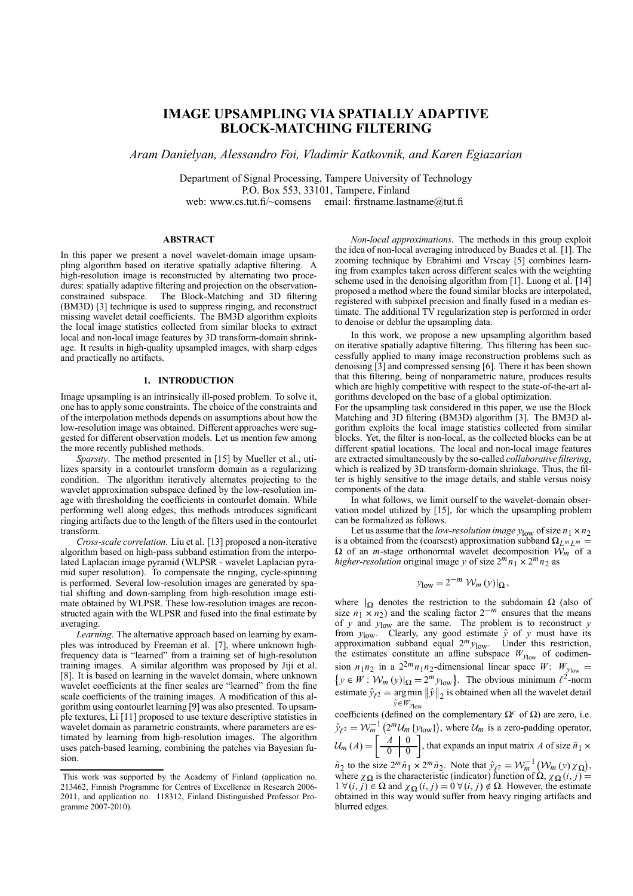# IMAGE UPSAMPLING VIA SPATIALLY ADAPTIVE BLOCK-MATCHING FILTERING

*Aram Danielyan, Alessandro Foi, Vladimir Katkovnik, and Karen Egiazarian*

Department of Signal Processing, Tampere University of Technology
P.O. Box 553, 33101, Tampere, Finland
web: www.cs.tut.fi/~comsens email: firstname.lastname@tut.fi

## ABSTRACT

In this paper we present a novel wavelet-domain image upsampling algorithm based on iterative spatially adaptive filtering. A high-resolution image is reconstructed by alternating two procedures: spatially adaptive filtering and projection on the observation-constrained subspace. The Block-Matching and 3D filtering (BM3D) [3] technique is used to suppress ringing, and reconstruct missing wavelet detail coefficients. The BM3D algorithm exploits the local image statistics collected from similar blocks to extract local and non-local image features by 3D transform-domain shrinkage. It results in high-quality upsampled images, with sharp edges and practically no artifacts.

## 1. INTRODUCTION

Image upsampling is an intrinsically ill-posed problem. To solve it, one has to apply some constraints. The choice of the constraints and of the interpolation methods depends on assumptions about how the low-resolution image was obtained. Different approaches were suggested for different observation models. Let us mention few among the more recently published methods.

*Sparsity*. The method presented in [15] by Mueller et al., utilizes sparsity in a contourlet transform domain as a regularizing condition. The algorithm iteratively alternates projecting to the wavelet approximation subspace defined by the low-resolution image with thresholding the coefficients in contourlet domain. While performing well along edges, this methods introduces significant ringing artifacts due to the length of the filters used in the contourlet transform.

*Cross-scale correlation*. Liu et al. [13] proposed a non-iterative algorithm based on high-pass subband estimation from the interpolated Laplacian image pyramid (WLPSR - wavelet Laplacian pyramid super resolution). To compensate the ringing, cycle-spinning is performed. Several low-resolution images are generated by spatial shifting and down-sampling from high-resolution image estimate obtained by WLPSR. These low-resolution images are reconstructed again with the WLPSR and fused into the final estimate by averaging.

*Learning*. The alternative approach based on learning by examples was introduced by Freeman et al. [7], where unknown high-frequency data is "learned" from a training set of high-resolution training images. A similar algorithm was proposed by Jiji et al. [8]. It is based on learning in the wavelet domain, where unknown wavelet coefficients at the finer scales are "learned" from the fine scale coefficients of the training images. A modification of this algorithm using contourlet learning [9] was also presented. To upsample textures, Li [11] proposed to use texture descriptive statistics in wavelet domain as parametric constraints, where parameters are estimated by learning from high-resolution images. The algorithm uses patch-based learning, combining the patches via Bayesian fusion.

*Non-local approximations*. The methods in this group exploit the idea of non-local averaging introduced by Buades et al. [1]. The zooming technique by Ebrahimi and Vrscay [5] combines learning from examples taken across different scales with the weighting scheme used in the denoising algorithm from [1]. Luong et al. [14] proposed a method where the found similar blocks are interpolated, registered with subpixel precision and finally fused in a median estimate. The additional TV regularization step is performed in order to denoise or deblur the upsampling data.

In this work, we propose a new upsampling algorithm based on iterative spatially adaptive filtering. This filtering has been successfully applied to many image reconstruction problems such as denoising [3] and compressed sensing [6]. There it has been shown that this filtering, being of nonparametric nature, produces results which are highly competitive with respect to the state-of-the-art algorithms developed on the base of a global optimization.

For the upsampling task considered in this paper, we use the Block Matching and 3D filtering (BM3D) algorithm [3]. The BM3D algorithm exploits the local image statistics collected from similar blocks. Yet, the filter is non-local, as the collected blocks can be at different spatial locations. The local and non-local image features are extracted simultaneously by the so-called *collaborative filtering*, which is realized by 3D transform-domain shrinkage. Thus, the filter is highly sensitive to the image details, and stable versus noisy components of the data.

In what follows, we limit ourself to the wavelet-domain observation model utilized by [15], for which the upsampling problem can be formalized as follows.

Let us assume that the *low-resolution image* $y_{\text{low}}$ of size $n_1 \times n_2$ is a obtained from the (coarsest) approximation subband $\Omega_{L^m L^m} = \Omega$ of an $m$-stage orthonormal wavelet decomposition $\mathcal{W}_m$ of a *higher-resolution* original image $y$ of size $2^m n_1 \times 2^m n_2$ as

$$y_{\text{low}} = 2^{-m}\, \mathcal{W}_m(y)|_{\Omega},$$

where $|_{\Omega}$ denotes the restriction to the subdomain $\Omega$ (also of size $n_1 \times n_2$) and the scaling factor $2^{-m}$ ensures that the means of $y$ and $y_{\text{low}}$ are the same. The problem is to reconstruct $y$ from $y_{\text{low}}$. Clearly, any good estimate $\hat{y}$ of $y$ must have its approximation subband equal $2^m y_{\text{low}}$. Under this restriction, the estimates constitute an affine subspace $W_{y_{\text{low}}}$ of codimension $n_1 n_2$ in a $2^{2m} n_1 n_2$-dimensional linear space $W$: $W_{y_{\text{low}}} = \left\{ y \in W : \mathcal{W}_m(y)|_{\Omega} = 2^m y_{\text{low}} \right\}$. The obvious minimum $\ell^2$-norm estimate $\hat{y}_{\ell^2} = \underset{\hat{y} \in W_{y_{\text{low}}}}{\arg\min} \|\hat{y}\|_2$ is obtained when all the wavelet detail coefficients (defined on the complementary $\Omega^c$ of $\Omega$) are zero, i.e. $\hat{y}_{\ell^2} = \mathcal{W}_m^{-1}\left(2^m \mathcal{U}_m\{y_{\text{low}}\}\right)$, where $\mathcal{U}_m$ is a zero-padding operator, $\mathcal{U}_m(A) = \left[\begin{array}{c|c} A & 0 \\ \hline 0 & 0 \end{array}\right]$, that expands an input matrix $A$ of size $\tilde{n}_1 \times \tilde{n}_2$ to the size $2^m \tilde{n}_1 \times 2^m \tilde{n}_2$. Note that $\hat{y}_{\ell^2} = \mathcal{W}_m^{-1}\left(\mathcal{W}_m(y)\chi_{\Omega}\right)$, where $\chi_{\Omega}$ is the characteristic (indicator) function of $\Omega$, $\chi_{\Omega}(i,j) = 1\ \forall (i,j) \in \Omega$ and $\chi_{\Omega}(i,j) = 0\ \forall (i,j) \notin \Omega$. However, the estimate obtained in this way would suffer from heavy ringing artifacts and blurred edges.

---

This work was supported by the Academy of Finland (application no. 213462, Finnish Programme for Centres of Excellence in Research 2006-2011, and application no. 118312, Finland Distinguished Professor Programme 2007-2010).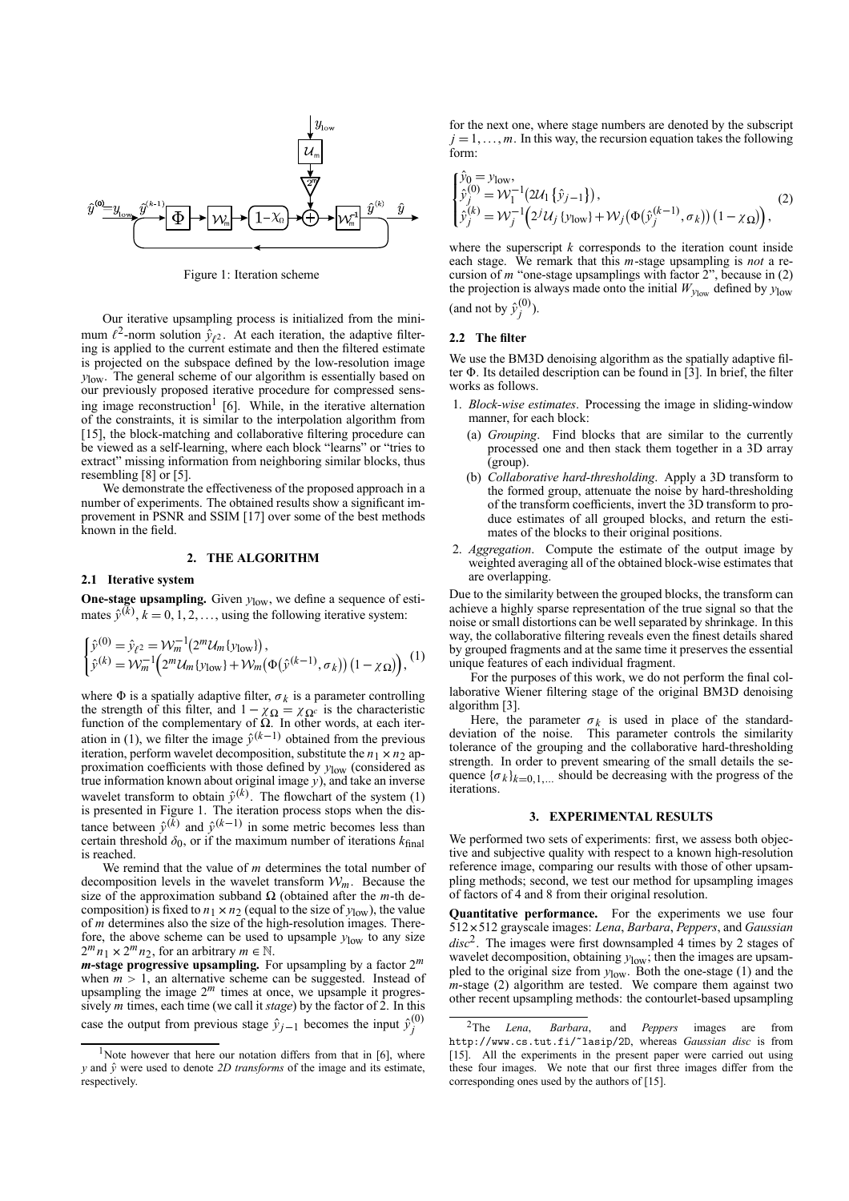Figure 1: Iteration scheme

Our iterative upsampling process is initialized from the minimum $\ell^2$-norm solution $\hat{y}_{\ell^2}$. At each iteration, the adaptive filtering is applied to the current estimate and then the filtered estimate is projected on the subspace defined by the low-resolution image $y_{\text{low}}$. The general scheme of our algorithm is essentially based on our previously proposed iterative procedure for compressed sensing image reconstruction[1] [6]. While, in the iterative alternation of the constraints, it is similar to the interpolation algorithm from [15], the block-matching and collaborative filtering procedure can be viewed as a self-learning, where each block "learns" or "tries to extract" missing information from neighboring similar blocks, thus resembling [8] or [5].

We demonstrate the effectiveness of the proposed approach in a number of experiments. The obtained results show a significant improvement in PSNR and SSIM [17] over some of the best methods known in the field.

## 2. THE ALGORITHM

### 2.1 Iterative system

**One-stage upsampling.** Given $y_{\text{low}}$, we define a sequence of estimates $\hat{y}^{(k)}$, $k = 0, 1, 2, \ldots$, using the following iterative system:

$$\begin{cases} \hat{y}^{(0)} = \hat{y}_{\ell^2} = \mathcal{W}_m^{-1}\left(2^m \mathcal{U}_m\{y_{\text{low}}\}\right), \\ \hat{y}^{(k)} = \mathcal{W}_m^{-1}\left(2^m \mathcal{U}_m\{y_{\text{low}}\} + \mathcal{W}_m\left(\Phi\left(\hat{y}^{(k-1)}, \sigma_k\right)\right)\left(1 - \chi_\Omega\right)\right), \end{cases} \quad (1)$$

where $\Phi$ is a spatially adaptive filter, $\sigma_k$ is a parameter controlling the strength of this filter, and $1 - \chi_\Omega = \chi_{\Omega^c}$ is the characteristic function of the complementary of $\Omega$. In other words, at each iteration in (1), we filter the image $\hat{y}^{(k-1)}$ obtained from the previous iteration, perform wavelet decomposition, substitute the $n_1 \times n_2$ approximation coefficients with those defined by $y_{\text{low}}$ (considered as true information known about original image $y$), and take an inverse wavelet transform to obtain $\hat{y}^{(k)}$. The flowchart of the system (1) is presented in Figure 1. The iteration process stops when the distance between $\hat{y}^{(k)}$ and $\hat{y}^{(k-1)}$ in some metric becomes less than certain threshold $\delta_0$, or if the maximum number of iterations $k_{\text{final}}$ is reached.

We remind that the value of $m$ determines the total number of decomposition levels in the wavelet transform $\mathcal{W}_m$. Because the size of the approximation subband $\Omega$ (obtained after the $m$-th decomposition) is fixed to $n_1 \times n_2$ (equal to the size of $y_{\text{low}}$), the value of $m$ determines also the size of the high-resolution images. Therefore, the above scheme can be used to upsample $y_{\text{low}}$ to any size $2^m n_1 \times 2^m n_2$, for an arbitrary $m \in \mathbb{N}$.

***m*-stage progressive upsampling.** For upsampling by a factor $2^m$ when $m > 1$, an alternative scheme can be suggested. Instead of upsampling the image $2^m$ times at once, we upsample it progressively $m$ times, each time (we call it *stage*) by the factor of 2. In this case the output from previous stage $\hat{y}_{j-1}$ becomes the input $\hat{y}_j^{(0)}$ for the next one, where stage numbers are denoted by the subscript $j = 1, \ldots, m$. In this way, the recursion equation takes the following form:

$$\begin{cases} \hat{y}_0 = y_{\text{low}}, \\ \hat{y}_j^{(0)} = \mathcal{W}_1^{-1}\left(2\mathcal{U}_1\left\{\hat{y}_{j-1}\right\}\right), \\ \hat{y}_j^{(k)} = \mathcal{W}_j^{-1}\left(2^j \mathcal{U}_j\left\{y_{\text{low}}\right\} + \mathcal{W}_j\left(\Phi\left(\hat{y}_j^{(k-1)}, \sigma_k\right)\right)\left(1 - \chi_\Omega\right)\right), \end{cases} \quad (2)$$

where the superscript $k$ corresponds to the iteration count inside each stage. We remark that this $m$-stage upsampling is *not* a recursion of $m$ "one-stage upsamplings with factor 2", because in (2) the projection is always made onto the initial $W_{y_{\text{low}}}$ defined by $y_{\text{low}}$ (and not by $\hat{y}_j^{(0)}$).

### 2.2 The filter

We use the BM3D denoising algorithm as the spatially adaptive filter $\Phi$. Its detailed description can be found in [3]. In brief, the filter works as follows.

1. *Block-wise estimates*. Processing the image in sliding-window manner, for each block:
   - (a) *Grouping*. Find blocks that are similar to the currently processed one and then stack them together in a 3D array (group).
   - (b) *Collaborative hard-thresholding*. Apply a 3D transform to the formed group, attenuate the noise by hard-thresholding of the transform coefficients, invert the 3D transform to produce estimates of all grouped blocks, and return the estimates of the blocks to their original positions.
2. *Aggregation*. Compute the estimate of the output image by weighted averaging all of the obtained block-wise estimates that are overlapping.

Due to the similarity between the grouped blocks, the transform can achieve a highly sparse representation of the true signal so that the noise or small distortions can be well separated by shrinkage. In this way, the collaborative filtering reveals even the finest details shared by grouped fragments and at the same time it preserves the essential unique features of each individual fragment.

For the purposes of this work, we do not perform the final collaborative Wiener filtering stage of the original BM3D denoising algorithm [3].

Here, the parameter $\sigma_k$ is used in place of the standard-deviation of the noise. This parameter controls the similarity tolerance of the grouping and the collaborative hard-thresholding strength. In order to prevent smearing of the small details the sequence $\{\sigma_k\}_{k=0,1,\ldots}$ should be decreasing with the progress of the iterations.

## 3. EXPERIMENTAL RESULTS

We performed two sets of experiments: first, we assess both objective and subjective quality with respect to a known high-resolution reference image, comparing our results with those of other upsampling methods; second, we test our method for upsampling images of factors of 4 and 8 from their original resolution.

**Quantitative performance.** For the experiments we use four $512 \times 512$ grayscale images: *Lena*, *Barbara*, *Peppers*, and *Gaussian disc*[2]. The images were first downsampled 4 times by 2 stages of wavelet decomposition, obtaining $y_{\text{low}}$; then the images are upsampled to the original size from $y_{\text{low}}$. Both the one-stage (1) and the $m$-stage (2) algorithm are tested. We compare them against two other recent upsampling methods: the contourlet-based upsampling

---

[1] Note however that here our notation differs from that in [6], where $y$ and $\hat{y}$ were used to denote *2D transforms* of the image and its estimate, respectively.

[2] The *Lena*, *Barbara*, and *Peppers* images are from http://www.cs.tut.fi/~lasip/2D, whereas *Gaussian disc* is from [15]. All the experiments in the present paper were carried out using these four images. We note that our first three images differ from the corresponding ones used by the authors of [15].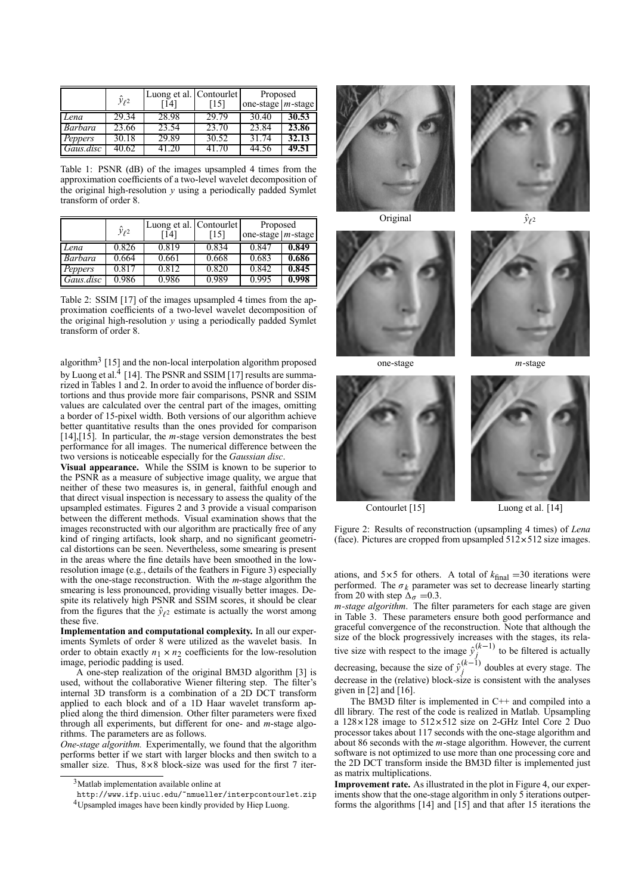|  | $\hat{y}_{\ell^2}$ | Luong et al. [14] | Contourlet [15] | Proposed |  |
|---|---|---|---|---|---|
|  |  |  |  | one-stage | $m$-stage |
| *Lena* | 29.34 | 28.98 | 29.79 | 30.40 | **30.53** |
| *Barbara* | 23.66 | 23.54 | 23.70 | 23.84 | **23.86** |
| *Peppers* | 30.18 | 29.89 | 30.52 | 31.74 | **32.13** |
| *Gaus.disc* | 40.62 | 41.20 | 41.70 | 44.56 | **49.51** |

Table 1: PSNR (dB) of the images upsampled 4 times from the approximation coefficients of a two-level wavelet decomposition of the original high-resolution $y$ using a periodically padded Symlet transform of order 8.

|  | $\hat{y}_{\ell^2}$ | Luong et al. [14] | Contourlet [15] | Proposed |  |
|---|---|---|---|---|---|
|  |  |  |  | one-stage | $m$-stage |
| *Lena* | 0.826 | 0.819 | 0.834 | 0.847 | **0.849** |
| *Barbara* | 0.664 | 0.661 | 0.668 | 0.683 | **0.686** |
| *Peppers* | 0.817 | 0.812 | 0.820 | 0.842 | **0.845** |
| *Gaus.disc* | 0.986 | 0.986 | 0.989 | 0.995 | **0.998** |

Table 2: SSIM [17] of the images upsampled 4 times from the approximation coefficients of a two-level wavelet decomposition of the original high-resolution $y$ using a periodically padded Symlet transform of order 8.

algorithm[3] [15] and the non-local interpolation algorithm proposed by Luong et al.[4] [14]. The PSNR and SSIM [17] results are summarized in Tables 1 and 2. In order to avoid the influence of border distortions and thus provide more fair comparisons, PSNR and SSIM values are calculated over the central part of the images, omitting a border of 15-pixel width. Both versions of our algorithm achieve better quantitative results than the ones provided for comparison [14],[15]. In particular, the $m$-stage version demonstrates the best performance for all images. The numerical difference between the two versions is noticeable especially for the *Gaussian disc*.

**Visual appearance.** While the SSIM is known to be superior to the PSNR as a measure of subjective image quality, we argue that neither of these two measures is, in general, faithful enough and that direct visual inspection is necessary to assess the quality of the upsampled estimates. Figures 2 and 3 provide a visual comparison between the different methods. Visual examination shows that the images reconstructed with our algorithm are practically free of any kind of ringing artifacts, look sharp, and no significant geometrical distortions can be seen. Nevertheless, some smearing is present in the areas where the fine details have been smoothed in the low-resolution image (e.g., details of the feathers in Figure 3) especially with the one-stage reconstruction. With the $m$-stage algorithm the smearing is less pronounced, providing visually better images. Despite its relatively high PSNR and SSIM scores, it should be clear from the figures that the $\hat{y}_{\ell^2}$ estimate is actually the worst among these five.

**Implementation and computational complexity.** In all our experiments Symlets of order 8 were utilized as the wavelet basis. In order to obtain exactly $n_1 \times n_2$ coefficients for the low-resolution image, periodic padding is used.

A one-step realization of the original BM3D algorithm [3] is used, without the collaborative Wiener filtering step. The filter's internal 3D transform is a combination of a 2D DCT transform applied to each block and of a 1D Haar wavelet transform applied along the third dimension. Other filter parameters were fixed through all experiments, but different for one- and $m$-stage algorithms. The parameters are as follows.

*One-stage algorithm.* Experimentally, we found that the algorithm performs better if we start with larger blocks and then switch to a smaller size. Thus, $8\times8$ block-size was used for the first 7 iterations, and $5\times5$ for others. A total of $k_{\text{final}} = 30$ iterations were performed. The $\sigma_k$ parameter was set to decrease linearly starting from 20 with step $\Delta_\sigma = 0.3$.

*m-stage algorithm.* The filter parameters for each stage are given in Table 3. These parameters ensure both good performance and graceful convergence of the reconstruction. Note that although the size of the block progressively increases with the stages, its relative size with respect to the image $\hat{y}_j^{(k-1)}$ to be filtered is actually decreasing, because the size of $\hat{y}_j^{(k-1)}$ doubles at every stage. The decrease in the (relative) block-size is consistent with the analyses given in [2] and [16].

The BM3D filter is implemented in C++ and compiled into a dll library. The rest of the code is realized in Matlab. Upsampling a $128\times128$ image to $512\times512$ size on 2-GHz Intel Core 2 Duo processor takes about 117 seconds with the one-stage algorithm and about 86 seconds with the $m$-stage algorithm. However, the current software is not optimized to use more than one processing core and the 2D DCT transform inside the BM3D filter is implemented just as matrix multiplications.

**Improvement rate.** As illustrated in the plot in Figure 4, our experiments show that the one-stage algorithm in only 5 iterations outperforms the algorithms [14] and [15] and that after 15 iterations the

Original | $\hat{y}_{\ell^2}$ | one-stage | $m$-stage | Contourlet [15] | Luong et al. [14]

Figure 2: Results of reconstruction (upsampling 4 times) of *Lena* (face). Pictures are cropped from upsampled $512\times512$ size images.

[3] Matlab implementation available online at http://www.ifp.uiuc.edu/~nmueller/interpcontourlet.zip

[4] Upsampled images have been kindly provided by Hiep Luong.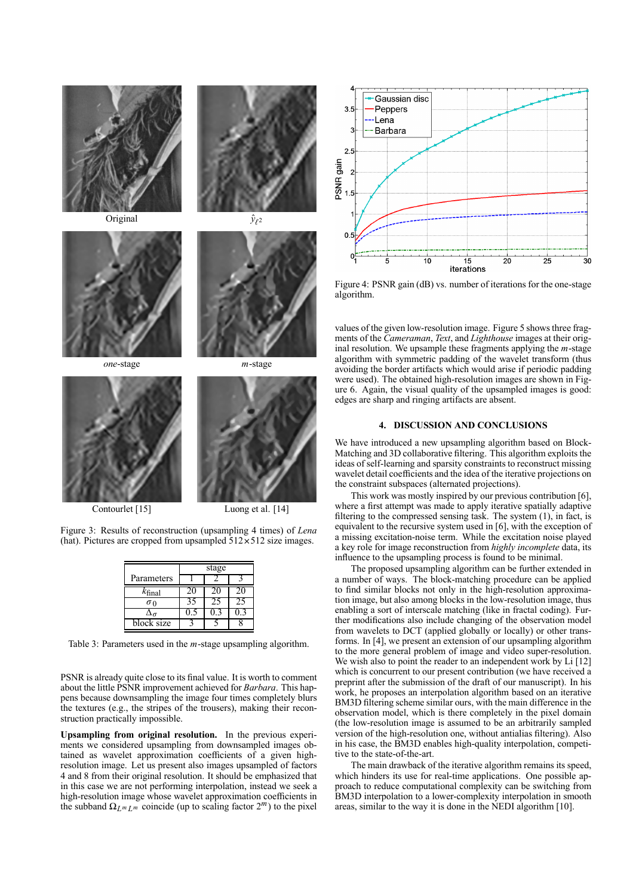Original

$\hat{y}_{\ell^2}$

*one*-stage

*m*-stage

Contourlet [15]

Luong et al. [14]

Figure 3: Results of reconstruction (upsampling 4 times) of *Lena* (hat). Pictures are cropped from upsampled 512×512 size images.

| Parameters | stage | | |
|---|---|---|---|
| | 1 | 2 | 3 |
| $k_{\text{final}}$ | 20 | 20 | 20 |
| $\sigma_0$ | 35 | 25 | 25 |
| $\Delta_\sigma$ | 0.5 | 0.3 | 0.3 |
| block size | 3 | 5 | 8 |

Table 3: Parameters used in the *m*-stage upsampling algorithm.

PSNR is already quite close to its final value. It is worth to comment about the little PSNR improvement achieved for *Barbara*. This happens because downsampling the image four times completely blurs the textures (e.g., the stripes of the trousers), making their reconstruction practically impossible.

**Upsampling from original resolution.** In the previous experiments we considered upsampling from downsampled images obtained as wavelet approximation coefficients of a given high-resolution image. Let us present also images upsampled of factors 4 and 8 from their original resolution. It should be emphasized that in this case we are not performing interpolation, instead we seek a high-resolution image whose wavelet approximation coefficients in the subband $\Omega_{L^m L^m}$ coincide (up to scaling factor $2^m$) to the pixel values of the given low-resolution image. Figure 5 shows three fragments of the *Cameraman*, *Text*, and *Lighthouse* images at their original resolution. We upsample these fragments applying the *m*-stage algorithm with symmetric padding of the wavelet transform (thus avoiding the border artifacts which would arise if periodic padding were used). The obtained high-resolution images are shown in Figure 6. Again, the visual quality of the upsampled images is good: edges are sharp and ringing artifacts are absent.

Figure 4: PSNR gain (dB) vs. number of iterations for the one-stage algorithm.

## 4. DISCUSSION AND CONCLUSIONS

We have introduced a new upsampling algorithm based on Block-Matching and 3D collaborative filtering. This algorithm exploits the ideas of self-learning and sparsity constraints to reconstruct missing wavelet detail coefficients and the idea of the iterative projections on the constraint subspaces (alternated projections).

This work was mostly inspired by our previous contribution [6], where a first attempt was made to apply iterative spatially adaptive filtering to the compressed sensing task. The system (1), in fact, is equivalent to the recursive system used in [6], with the exception of a missing excitation-noise term. While the excitation noise played a key role for image reconstruction from *highly incomplete* data, its influence to the upsampling process is found to be minimal.

The proposed upsampling algorithm can be further extended in a number of ways. The block-matching procedure can be applied to find similar blocks not only in the high-resolution approximation image, but also among blocks in the low-resolution image, thus enabling a sort of interscale matching (like in fractal coding). Further modifications also include changing of the observation model from wavelets to DCT (applied globally or locally) or other transforms. In [4], we present an extension of our upsampling algorithm to the more general problem of image and video super-resolution. We wish also to point the reader to an independent work by Li [12] which is concurrent to our present contribution (we have received a preprint after the submission of the draft of our manuscript). In his work, he proposes an interpolation algorithm based on an iterative BM3D filtering scheme similar ours, with the main difference in the observation model, which is there completely in the pixel domain (the low-resolution image is assumed to be an arbitrarily sampled version of the high-resolution one, without antialias filtering). Also in his case, the BM3D enables high-quality interpolation, competitive to the state-of-the-art.

The main drawback of the iterative algorithm remains its speed, which hinders its use for real-time applications. One possible approach to reduce computational complexity can be switching from BM3D interpolation to a lower-complexity interpolation in smooth areas, similar to the way it is done in the NEDI algorithm [10].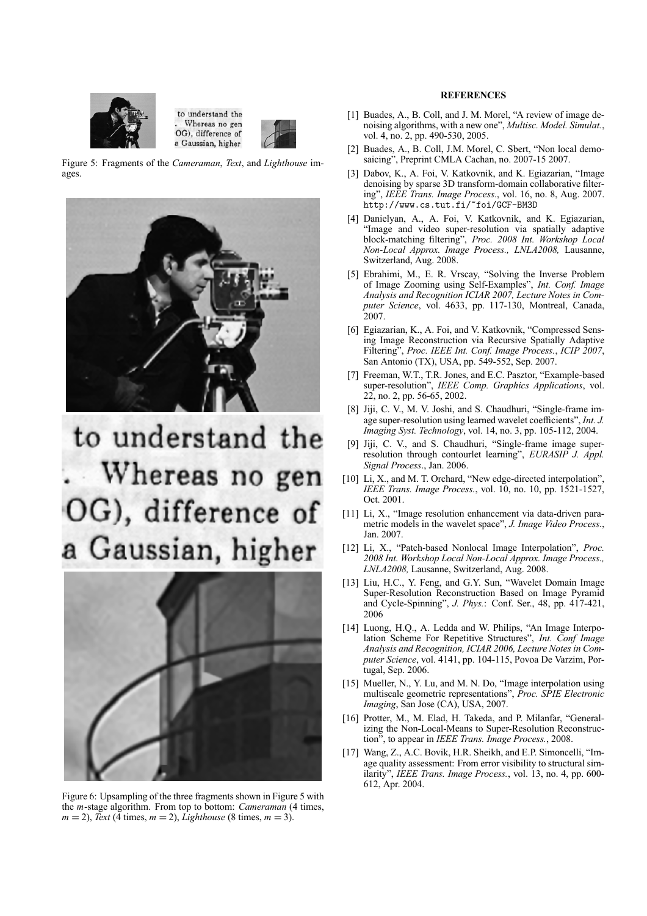Figure 5: Fragments of the *Cameraman*, *Text*, and *Lighthouse* images.

Figure 6: Upsampling of the three fragments shown in Figure 5 with the $m$-stage algorithm. From top to bottom: *Cameraman* (4 times, $m = 2$), *Text* (4 times, $m = 2$), *Lighthouse* (8 times, $m = 3$).

## REFERENCES

[1] Buades, A., B. Coll, and J. M. Morel, "A review of image denoising algorithms, with a new one", *Multisc. Model. Simulat.*, vol. 4, no. 2, pp. 490-530, 2005.

[2] Buades, A., B. Coll, J.M. Morel, C. Sbert, "Non local demosaicing", Preprint CMLA Cachan, no. 2007-15 2007.

[3] Dabov, K., A. Foi, V. Katkovnik, and K. Egiazarian, "Image denoising by sparse 3D transform-domain collaborative filtering", *IEEE Trans. Image Process.*, vol. 16, no. 8, Aug. 2007. http://www.cs.tut.fi/~foi/GCF-BM3D

[4] Danielyan, A., A. Foi, V. Katkovnik, and K. Egiazarian, "Image and video super-resolution via spatially adaptive block-matching filtering", *Proc. 2008 Int. Workshop Local Non-Local Approx. Image Process., LNLA2008,* Lausanne, Switzerland, Aug. 2008.

[5] Ebrahimi, M., E. R. Vrscay, "Solving the Inverse Problem of Image Zooming using Self-Examples", *Int. Conf. Image Analysis and Recognition ICIAR 2007, Lecture Notes in Computer Science*, vol. 4633, pp. 117-130, Montreal, Canada, 2007.

[6] Egiazarian, K., A. Foi, and V. Katkovnik, "Compressed Sensing Image Reconstruction via Recursive Spatially Adaptive Filtering", *Proc. IEEE Int. Conf. Image Process., ICIP 2007*, San Antonio (TX), USA, pp. 549-552, Sep. 2007.

[7] Freeman, W.T., T.R. Jones, and E.C. Pasztor, "Example-based super-resolution", *IEEE Comp. Graphics Applications*, vol. 22, no. 2, pp. 56-65, 2002.

[8] Jiji, C. V., M. V. Joshi, and S. Chaudhuri, "Single-frame image super-resolution using learned wavelet coefficients", *Int. J. Imaging Syst. Technology*, vol. 14, no. 3, pp. 105-112, 2004.

[9] Jiji, C. V., and S. Chaudhuri, "Single-frame image super-resolution through contourlet learning", *EURASIP J. Appl. Signal Process.*, Jan. 2006.

[10] Li, X., and M. T. Orchard, "New edge-directed interpolation", *IEEE Trans. Image Process.*, vol. 10, no. 10, pp. 1521-1527, Oct. 2001.

[11] Li, X., "Image resolution enhancement via data-driven parametric models in the wavelet space", *J. Image Video Process.*, Jan. 2007.

[12] Li, X., "Patch-based Nonlocal Image Interpolation", *Proc. 2008 Int. Workshop Local Non-Local Approx. Image Process., LNLA2008,* Lausanne, Switzerland, Aug. 2008.

[13] Liu, H.C., Y. Feng, and G.Y. Sun, "Wavelet Domain Image Super-Resolution Reconstruction Based on Image Pyramid and Cycle-Spinning", *J. Phys.*: Conf. Ser., 48, pp. 417-421, 2006

[14] Luong, H.Q., A. Ledda and W. Philips, "An Image Interpolation Scheme For Repetitive Structures", *Int. Conf Image Analysis and Recognition, ICIAR 2006, Lecture Notes in Computer Science*, vol. 4141, pp. 104-115, Povoa De Varzim, Portugal, Sep. 2006.

[15] Mueller, N., Y. Lu, and M. N. Do, "Image interpolation using multiscale geometric representations", *Proc. SPIE Electronic Imaging*, San Jose (CA), USA, 2007.

[16] Protter, M., M. Elad, H. Takeda, and P. Milanfar, "Generalizing the Non-Local-Means to Super-Resolution Reconstruction", to appear in *IEEE Trans. Image Process.*, 2008.

[17] Wang, Z., A.C. Bovik, H.R. Sheikh, and E.P. Simoncelli, "Image quality assessment: From error visibility to structural similarity", *IEEE Trans. Image Process.*, vol. 13, no. 4, pp. 600-612, Apr. 2004.